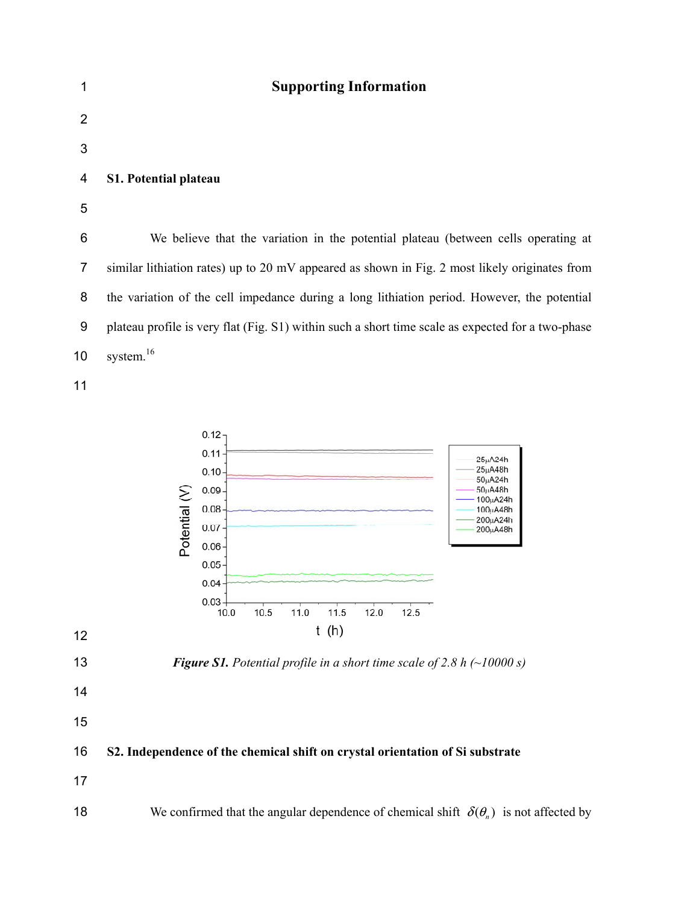# Supporting Information

## S1. Potential plateau

We believe that the variation in the potential plateau (between cells operating at similar lithiation rates) up to 20 mV appeared as shown in Fig. 2 most likely originates from the variation of the cell impedance during a long lithiation period. However, the potential plateau profile is very flat (Fig. S1) within such a short time scale as expected for a two-phase system.[16]

***Figure S1.*** *Potential profile in a short time scale of 2.8 h (~10000 s)*

## S2. Independence of the chemical shift on crystal orientation of Si substrate

We confirmed that the angular dependence of chemical shift $\delta(\theta_n)$ is not affected by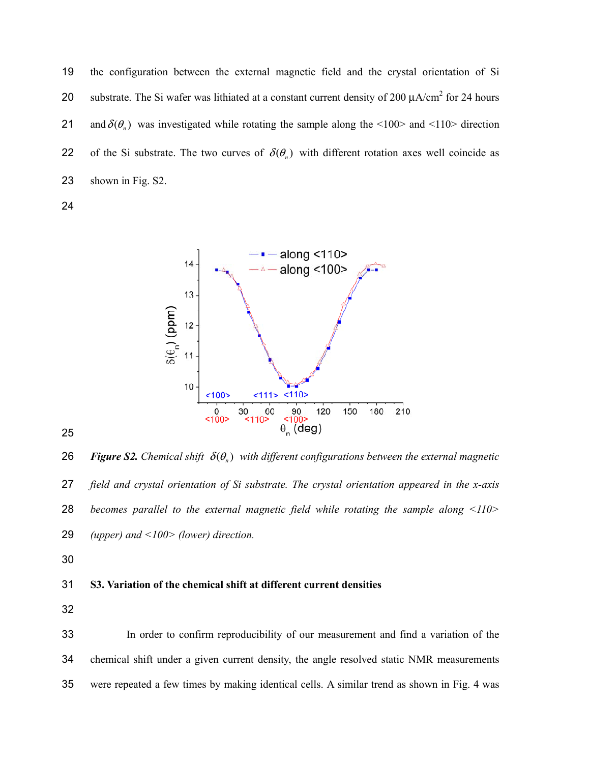the configuration between the external magnetic field and the crystal orientation of Si substrate. The Si wafer was lithiated at a constant current density of 200 μA/cm$^2$ for 24 hours and $\delta(\theta_n)$ was investigated while rotating the sample along the <100> and <110> direction of the Si substrate. The two curves of $\delta(\theta_n)$ with different rotation axes well coincide as shown in Fig. S2.

***Figure S2.*** *Chemical shift $\delta(\theta_n)$ with different configurations between the external magnetic field and crystal orientation of Si substrate. The crystal orientation appeared in the x-axis becomes parallel to the external magnetic field while rotating the sample along <110> (upper) and <100> (lower) direction.*

## S3. Variation of the chemical shift at different current densities

In order to confirm reproducibility of our measurement and find a variation of the chemical shift under a given current density, the angle resolved static NMR measurements were repeated a few times by making identical cells. A similar trend as shown in Fig. 4 was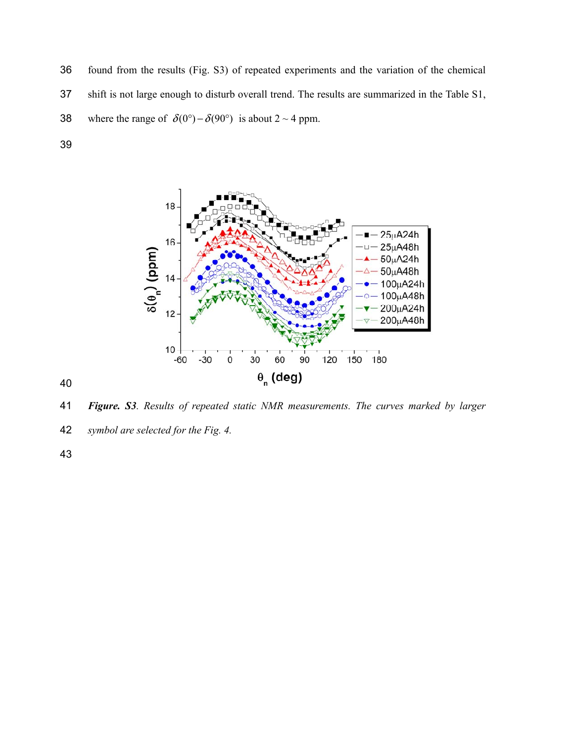found from the results (Fig. S3) of repeated experiments and the variation of the chemical shift is not large enough to disturb overall trend. The results are summarized in the Table S1, where the range of $\delta(0°) - \delta(90°)$ is about 2 ~ 4 ppm.

*__Figure. S3__. Results of repeated static NMR measurements. The curves marked by larger symbol are selected for the Fig. 4.*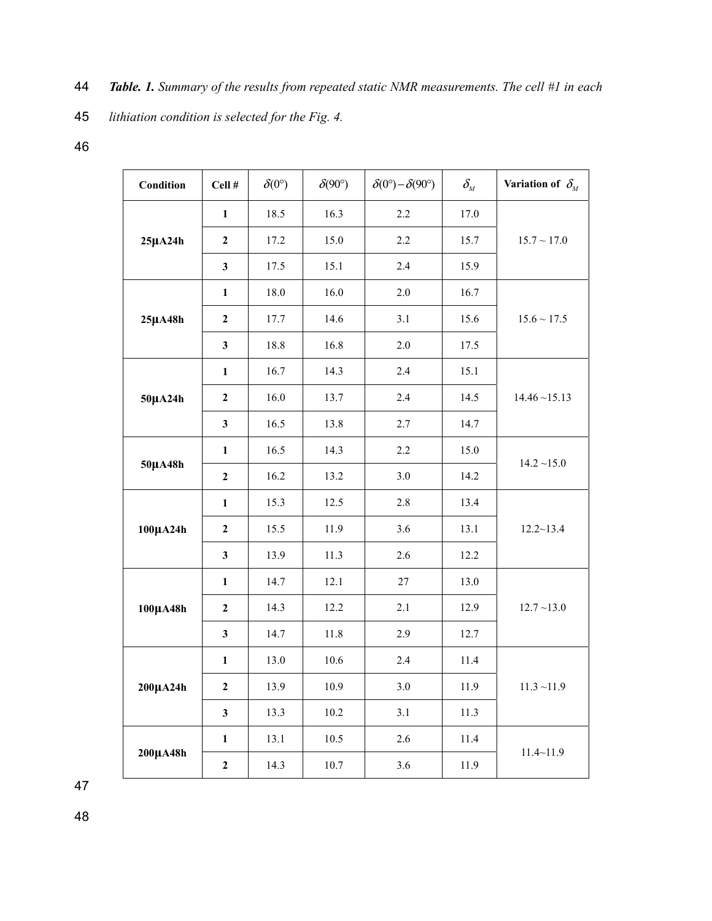***Table. 1.*** *Summary of the results from repeated static NMR measurements. The cell #1 in each lithiation condition is selected for the Fig. 4.*

| Condition | Cell # | $\delta(0°)$ | $\delta(90°)$ | $\delta(0°)-\delta(90°)$ | $\delta_M$ | Variation of $\delta_M$ |
|---|---|---|---|---|---|---|
| 25μA24h | 1 | 18.5 | 16.3 | 2.2 | 17.0 | 15.7 ~ 17.0 |
| | 2 | 17.2 | 15.0 | 2.2 | 15.7 | |
| | 3 | 17.5 | 15.1 | 2.4 | 15.9 | |
| 25μA48h | 1 | 18.0 | 16.0 | 2.0 | 16.7 | 15.6 ~ 17.5 |
| | 2 | 17.7 | 14.6 | 3.1 | 15.6 | |
| | 3 | 18.8 | 16.8 | 2.0 | 17.5 | |
| 50μA24h | 1 | 16.7 | 14.3 | 2.4 | 15.1 | 14.46 ~15.13 |
| | 2 | 16.0 | 13.7 | 2.4 | 14.5 | |
| | 3 | 16.5 | 13.8 | 2.7 | 14.7 | |
| 50μA48h | 1 | 16.5 | 14.3 | 2.2 | 15.0 | 14.2 ~15.0 |
| | 2 | 16.2 | 13.2 | 3.0 | 14.2 | |
| 100μA24h | 1 | 15.3 | 12.5 | 2.8 | 13.4 | 12.2~13.4 |
| | 2 | 15.5 | 11.9 | 3.6 | 13.1 | |
| | 3 | 13.9 | 11.3 | 2.6 | 12.2 | |
| 100μA48h | 1 | 14.7 | 12.1 | 27 | 13.0 | 12.7 ~13.0 |
| | 2 | 14.3 | 12.2 | 2.1 | 12.9 | |
| | 3 | 14.7 | 11.8 | 2.9 | 12.7 | |
| 200μA24h | 1 | 13.0 | 10.6 | 2.4 | 11.4 | 11.3 ~11.9 |
| | 2 | 13.9 | 10.9 | 3.0 | 11.9 | |
| | 3 | 13.3 | 10.2 | 3.1 | 11.3 | |
| 200μA48h | 1 | 13.1 | 10.5 | 2.6 | 11.4 | 11.4~11.9 |
| | 2 | 14.3 | 10.7 | 3.6 | 11.9 | |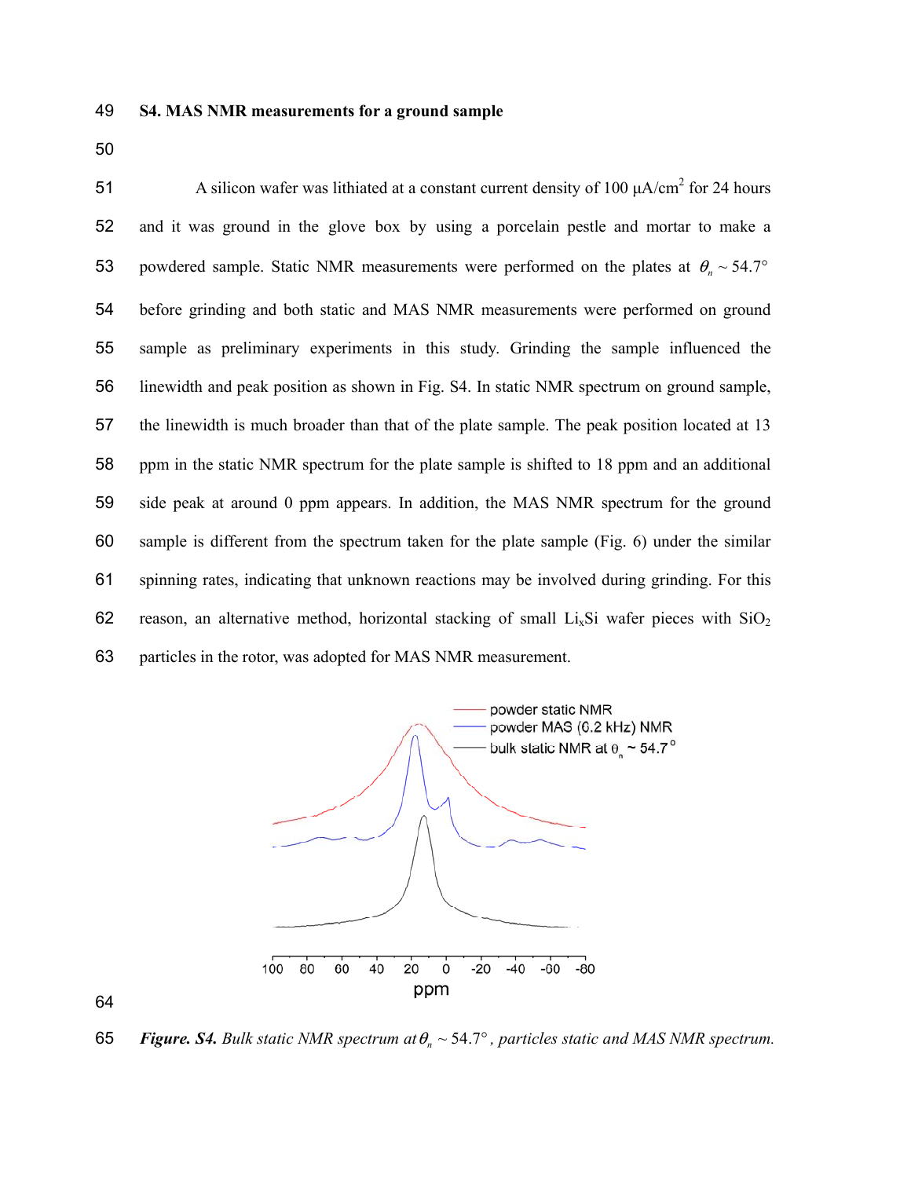## S4. MAS NMR measurements for a ground sample

A silicon wafer was lithiated at a constant current density of 100 μA/cm$^2$ for 24 hours and it was ground in the glove box by using a porcelain pestle and mortar to make a powdered sample. Static NMR measurements were performed on the plates at $\theta_n \sim 54.7°$ before grinding and both static and MAS NMR measurements were performed on ground sample as preliminary experiments in this study. Grinding the sample influenced the linewidth and peak position as shown in Fig. S4. In static NMR spectrum on ground sample, the linewidth is much broader than that of the plate sample. The peak position located at 13 ppm in the static NMR spectrum for the plate sample is shifted to 18 ppm and an additional side peak at around 0 ppm appears. In addition, the MAS NMR spectrum for the ground sample is different from the spectrum taken for the plate sample (Fig. 6) under the similar spinning rates, indicating that unknown reactions may be involved during grinding. For this reason, an alternative method, horizontal stacking of small $Li_xSi$ wafer pieces with $SiO_2$ particles in the rotor, was adopted for MAS NMR measurement.

***Figure. S4.*** *Bulk static NMR spectrum at* $\theta_n \sim 54.7°$ *, particles static and MAS NMR spectrum.*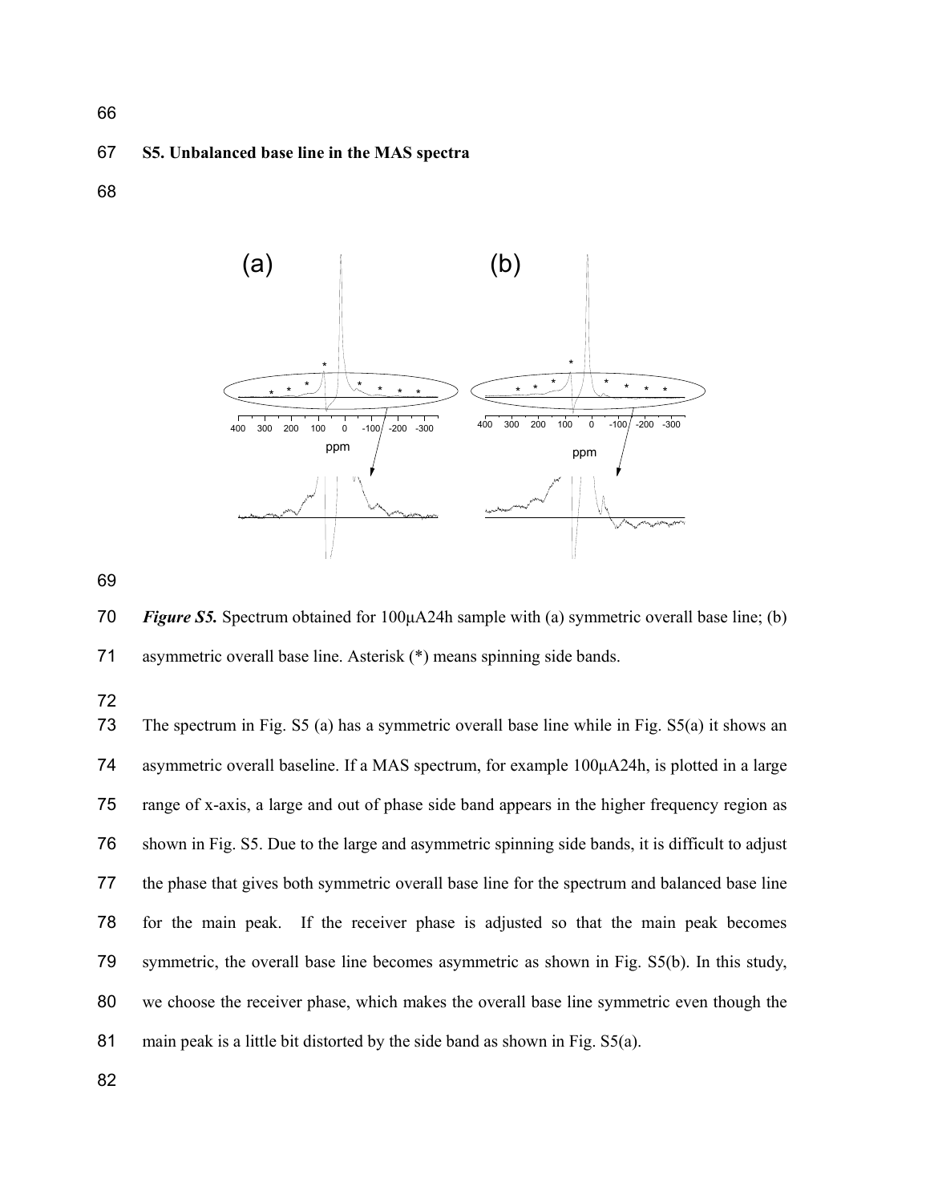## S5. Unbalanced base line in the MAS spectra

(a)

(b)

400 300 200 100 0 -100 -200 -300

ppm

400 300 200 100 0 -100 -200 -300

ppm

*Figure S5.* Spectrum obtained for 100μA24h sample with (a) symmetric overall base line; (b) asymmetric overall base line. Asterisk (*) means spinning side bands.

The spectrum in Fig. S5 (a) has a symmetric overall base line while in Fig. S5(a) it shows an asymmetric overall baseline. If a MAS spectrum, for example 100μA24h, is plotted in a large range of x-axis, a large and out of phase side band appears in the higher frequency region as shown in Fig. S5. Due to the large and asymmetric spinning side bands, it is difficult to adjust the phase that gives both symmetric overall base line for the spectrum and balanced base line for the main peak. If the receiver phase is adjusted so that the main peak becomes symmetric, the overall base line becomes asymmetric as shown in Fig. S5(b). In this study, we choose the receiver phase, which makes the overall base line symmetric even though the main peak is a little bit distorted by the side band as shown in Fig. S5(a).